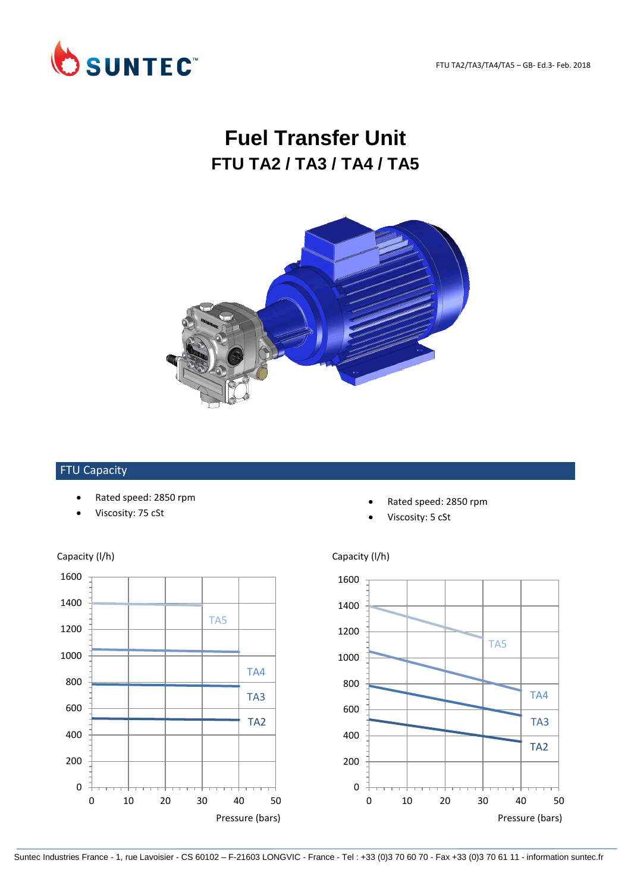# Fuel Transfer Unit

## FTU TA2 / TA3 / TA4 / TA5

## FTU Capacity

- Rated speed: 2850 rpm
- Viscosity: 75 cSt

Capacity (l/h)

Pressure (bars)

- Rated speed: 2850 rpm
- Viscosity: 5 cSt

Capacity (l/h)

Pressure (bars)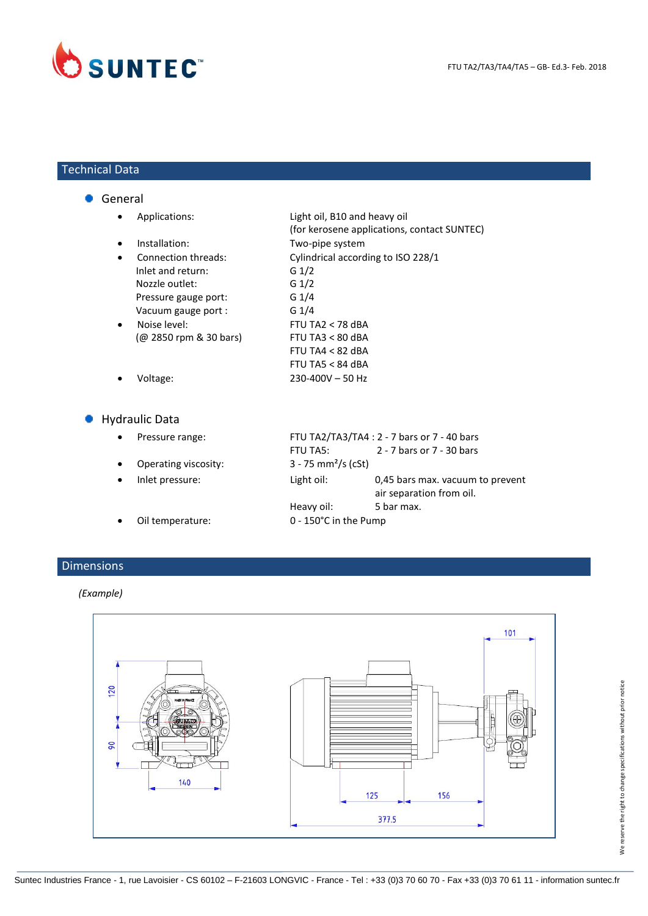## Technical Data

### General

- Applications: Light oil, B10 and heavy oil (for kerosene applications, contact SUNTEC)
- Installation: Two-pipe system
- Connection threads: Cylindrical according to ISO 228/1
  - Inlet and return: G 1/2
  - Nozzle outlet: G 1/2
  - Pressure gauge port: G 1/4
  - Vacuum gauge port : G 1/4
- Noise level: (@ 2850 rpm & 30 bars)
  - FTU TA2 < 78 dBA
  - FTU TA3 < 80 dBA
  - FTU TA4 < 82 dBA
  - FTU TA5 < 84 dBA
- Voltage: 230-400V – 50 Hz

### Hydraulic Data

- Pressure range:
  - FTU TA2/TA3/TA4 : 2 - 7 bars or 7 - 40 bars
  - FTU TA5: 2 - 7 bars or 7 - 30 bars
- Operating viscosity: 3 - 75 mm²/s (cSt)
- Inlet pressure:
  - Light oil: 0,45 bars max. vacuum to prevent air separation from oil.
  - Heavy oil: 5 bar max.
- Oil temperature: 0 - 150°C in the Pump

## Dimensions

*(Example)*

120
90
140
101
125
156
377.5

We reserve the right to change specifications without prior notice

Suntec Industries France - 1, rue Lavoisier - CS 60102 – F-21603 LONGVIC - France - Tel : +33 (0)3 70 60 70 - Fax +33 (0)3 70 61 11 - information suntec.fr